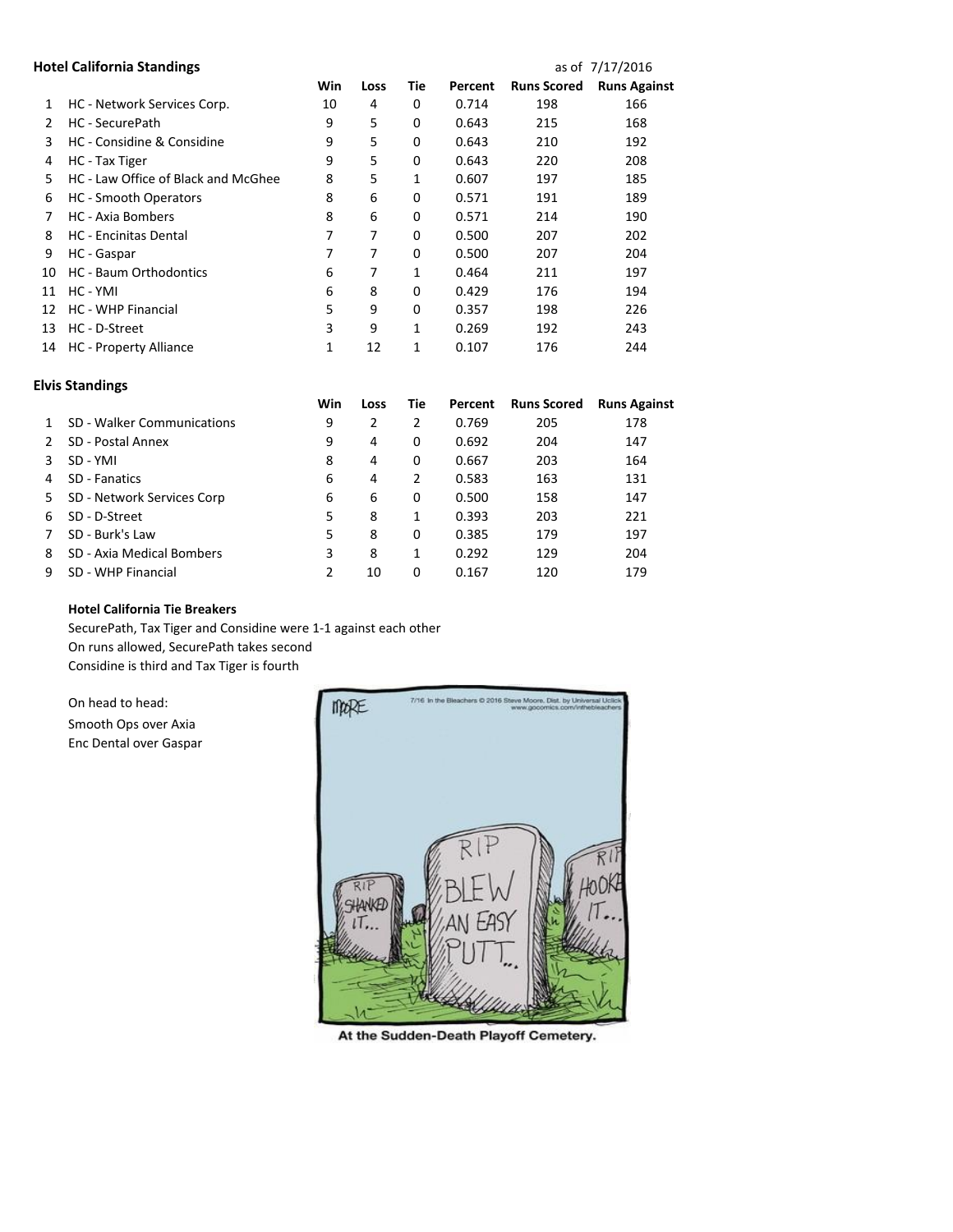**Hotel California Standings** as of 7/17/2016

| | | Win | Loss | Tie | Percent | Runs Scored | Runs Against |
|---|---|---|---|---|---|---|---|
| 1 | HC - Network Services Corp. | 10 | 4 | 0 | 0.714 | 198 | 166 |
| 2 | HC - SecurePath | 9 | 5 | 0 | 0.643 | 215 | 168 |
| 3 | HC - Considine & Considine | 9 | 5 | 0 | 0.643 | 210 | 192 |
| 4 | HC - Tax Tiger | 9 | 5 | 0 | 0.643 | 220 | 208 |
| 5 | HC - Law Office of Black and McGhee | 8 | 5 | 1 | 0.607 | 197 | 185 |
| 6 | HC - Smooth Operators | 8 | 6 | 0 | 0.571 | 191 | 189 |
| 7 | HC - Axia Bombers | 8 | 6 | 0 | 0.571 | 214 | 190 |
| 8 | HC - Encinitas Dental | 7 | 7 | 0 | 0.500 | 207 | 202 |
| 9 | HC - Gaspar | 7 | 7 | 0 | 0.500 | 207 | 204 |
| 10 | HC - Baum Orthodontics | 6 | 7 | 1 | 0.464 | 211 | 197 |
| 11 | HC - YMI | 6 | 8 | 0 | 0.429 | 176 | 194 |
| 12 | HC - WHP Financial | 5 | 9 | 0 | 0.357 | 198 | 226 |
| 13 | HC - D-Street | 3 | 9 | 1 | 0.269 | 192 | 243 |
| 14 | HC - Property Alliance | 1 | 12 | 1 | 0.107 | 176 | 244 |

**Elvis Standings**

| | | Win | Loss | Tie | Percent | Runs Scored | Runs Against |
|---|---|---|---|---|---|---|---|
| 1 | SD - Walker Communications | 9 | 2 | 2 | 0.769 | 205 | 178 |
| 2 | SD - Postal Annex | 9 | 4 | 0 | 0.692 | 204 | 147 |
| 3 | SD - YMI | 8 | 4 | 0 | 0.667 | 203 | 164 |
| 4 | SD - Fanatics | 6 | 4 | 2 | 0.583 | 163 | 131 |
| 5 | SD - Network Services Corp | 6 | 6 | 0 | 0.500 | 158 | 147 |
| 6 | SD - D-Street | 5 | 8 | 1 | 0.393 | 203 | 221 |
| 7 | SD - Burk's Law | 5 | 8 | 0 | 0.385 | 179 | 197 |
| 8 | SD - Axia Medical Bombers | 3 | 8 | 1 | 0.292 | 129 | 204 |
| 9 | SD - WHP Financial | 2 | 10 | 0 | 0.167 | 120 | 179 |

**Hotel California Tie Breakers**

SecurePath, Tax Tiger and Considine were 1-1 against each other
On runs allowed, SecurePath takes second
Considine is third and Tax Tiger is fourth

On head to head:
Smooth Ops over Axia
Enc Dental over Gaspar

At the Sudden-Death Playoff Cemetery.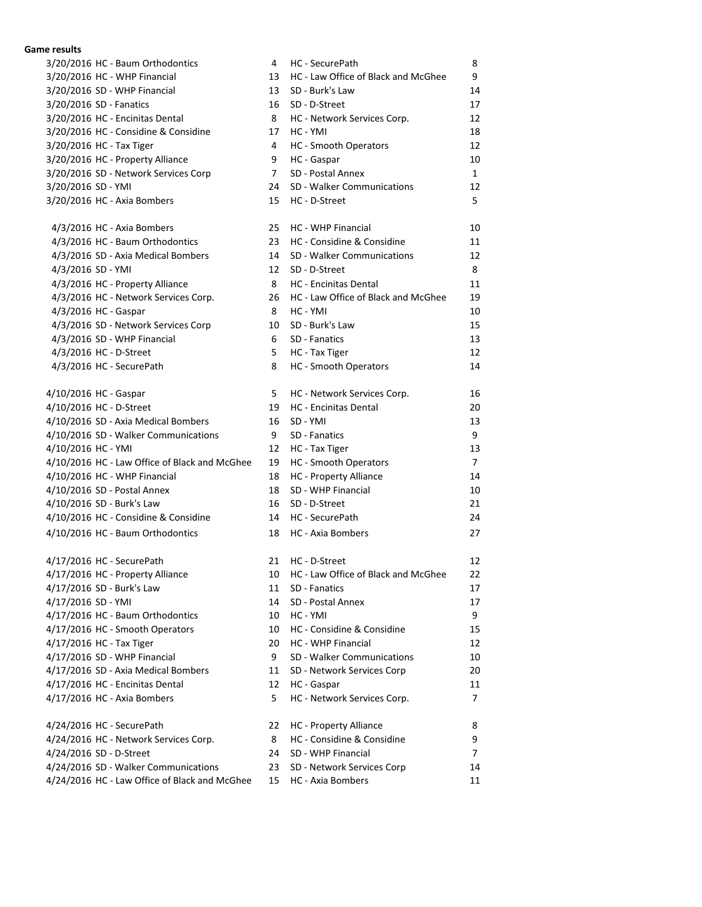**Game results**

| Date | Team | Score | Team | Score |
|---|---|---|---|---|
| 3/20/2016 | HC - Baum Orthodontics | 4 | HC - SecurePath | 8 |
| 3/20/2016 | HC - WHP Financial | 13 | HC - Law Office of Black and McGhee | 9 |
| 3/20/2016 | SD - WHP Financial | 13 | SD - Burk's Law | 14 |
| 3/20/2016 | SD - Fanatics | 16 | SD - D-Street | 17 |
| 3/20/2016 | HC - Encinitas Dental | 8 | HC - Network Services Corp. | 12 |
| 3/20/2016 | HC - Considine & Considine | 17 | HC - YMI | 18 |
| 3/20/2016 | HC - Tax Tiger | 4 | HC - Smooth Operators | 12 |
| 3/20/2016 | HC - Property Alliance | 9 | HC - Gaspar | 10 |
| 3/20/2016 | SD - Network Services Corp | 7 | SD - Postal Annex | 1 |
| 3/20/2016 | SD - YMI | 24 | SD - Walker Communications | 12 |
| 3/20/2016 | HC - Axia Bombers | 15 | HC - D-Street | 5 |
| | | | | |
| 4/3/2016 | HC - Axia Bombers | 25 | HC - WHP Financial | 10 |
| 4/3/2016 | HC - Baum Orthodontics | 23 | HC - Considine & Considine | 11 |
| 4/3/2016 | SD - Axia Medical Bombers | 14 | SD - Walker Communications | 12 |
| 4/3/2016 | SD - YMI | 12 | SD - D-Street | 8 |
| 4/3/2016 | HC - Property Alliance | 8 | HC - Encinitas Dental | 11 |
| 4/3/2016 | HC - Network Services Corp. | 26 | HC - Law Office of Black and McGhee | 19 |
| 4/3/2016 | HC - Gaspar | 8 | HC - YMI | 10 |
| 4/3/2016 | SD - Network Services Corp | 10 | SD - Burk's Law | 15 |
| 4/3/2016 | SD - WHP Financial | 6 | SD - Fanatics | 13 |
| 4/3/2016 | HC - D-Street | 5 | HC - Tax Tiger | 12 |
| 4/3/2016 | HC - SecurePath | 8 | HC - Smooth Operators | 14 |
| | | | | |
| 4/10/2016 | HC - Gaspar | 5 | HC - Network Services Corp. | 16 |
| 4/10/2016 | HC - D-Street | 19 | HC - Encinitas Dental | 20 |
| 4/10/2016 | SD - Axia Medical Bombers | 16 | SD - YMI | 13 |
| 4/10/2016 | SD - Walker Communications | 9 | SD - Fanatics | 9 |
| 4/10/2016 | HC - YMI | 12 | HC - Tax Tiger | 13 |
| 4/10/2016 | HC - Law Office of Black and McGhee | 19 | HC - Smooth Operators | 7 |
| 4/10/2016 | HC - WHP Financial | 18 | HC - Property Alliance | 14 |
| 4/10/2016 | SD - Postal Annex | 18 | SD - WHP Financial | 10 |
| 4/10/2016 | SD - Burk's Law | 16 | SD - D-Street | 21 |
| 4/10/2016 | HC - Considine & Considine | 14 | HC - SecurePath | 24 |
| 4/10/2016 | HC - Baum Orthodontics | 18 | HC - Axia Bombers | 27 |
| | | | | |
| 4/17/2016 | HC - SecurePath | 21 | HC - D-Street | 12 |
| 4/17/2016 | HC - Property Alliance | 10 | HC - Law Office of Black and McGhee | 22 |
| 4/17/2016 | SD - Burk's Law | 11 | SD - Fanatics | 17 |
| 4/17/2016 | SD - YMI | 14 | SD - Postal Annex | 17 |
| 4/17/2016 | HC - Baum Orthodontics | 10 | HC - YMI | 9 |
| 4/17/2016 | HC - Smooth Operators | 10 | HC - Considine & Considine | 15 |
| 4/17/2016 | HC - Tax Tiger | 20 | HC - WHP Financial | 12 |
| 4/17/2016 | SD - WHP Financial | 9 | SD - Walker Communications | 10 |
| 4/17/2016 | SD - Axia Medical Bombers | 11 | SD - Network Services Corp | 20 |
| 4/17/2016 | HC - Encinitas Dental | 12 | HC - Gaspar | 11 |
| 4/17/2016 | HC - Axia Bombers | 5 | HC - Network Services Corp. | 7 |
| | | | | |
| 4/24/2016 | HC - SecurePath | 22 | HC - Property Alliance | 8 |
| 4/24/2016 | HC - Network Services Corp. | 8 | HC - Considine & Considine | 9 |
| 4/24/2016 | SD - D-Street | 24 | SD - WHP Financial | 7 |
| 4/24/2016 | SD - Walker Communications | 23 | SD - Network Services Corp | 14 |
| 4/24/2016 | HC - Law Office of Black and McGhee | 15 | HC - Axia Bombers | 11 |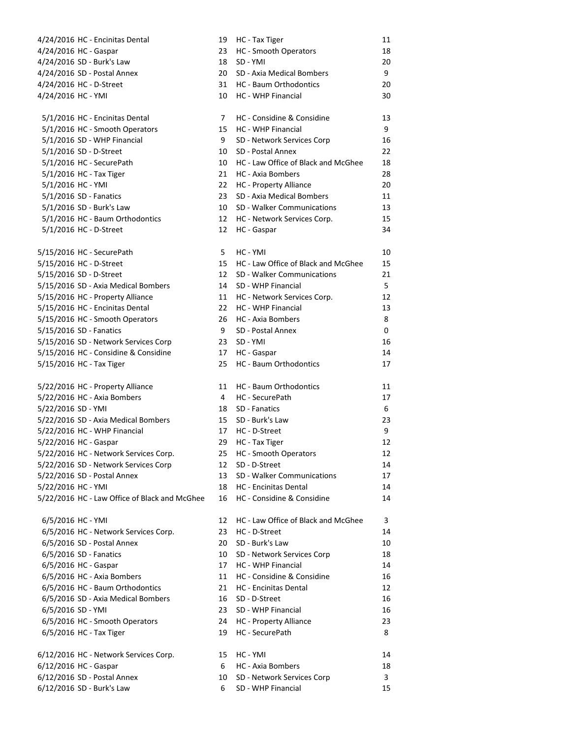| | | | | |
|---|---|---|---|---|
| 4/24/2016 | HC - Encinitas Dental | 19 | HC - Tax Tiger | 11 |
| 4/24/2016 | HC - Gaspar | 23 | HC - Smooth Operators | 18 |
| 4/24/2016 | SD - Burk's Law | 18 | SD - YMI | 20 |
| 4/24/2016 | SD - Postal Annex | 20 | SD - Axia Medical Bombers | 9 |
| 4/24/2016 | HC - D-Street | 31 | HC - Baum Orthodontics | 20 |
| 4/24/2016 | HC - YMI | 10 | HC - WHP Financial | 30 |
| | | | | |
| 5/1/2016 | HC - Encinitas Dental | 7 | HC - Considine & Considine | 13 |
| 5/1/2016 | HC - Smooth Operators | 15 | HC - WHP Financial | 9 |
| 5/1/2016 | SD - WHP Financial | 9 | SD - Network Services Corp | 16 |
| 5/1/2016 | SD - D-Street | 10 | SD - Postal Annex | 22 |
| 5/1/2016 | HC - SecurePath | 10 | HC - Law Office of Black and McGhee | 18 |
| 5/1/2016 | HC - Tax Tiger | 21 | HC - Axia Bombers | 28 |
| 5/1/2016 | HC - YMI | 22 | HC - Property Alliance | 20 |
| 5/1/2016 | SD - Fanatics | 23 | SD - Axia Medical Bombers | 11 |
| 5/1/2016 | SD - Burk's Law | 10 | SD - Walker Communications | 13 |
| 5/1/2016 | HC - Baum Orthodontics | 12 | HC - Network Services Corp. | 15 |
| 5/1/2016 | HC - D-Street | 12 | HC - Gaspar | 34 |
| | | | | |
| 5/15/2016 | HC - SecurePath | 5 | HC - YMI | 10 |
| 5/15/2016 | HC - D-Street | 15 | HC - Law Office of Black and McGhee | 15 |
| 5/15/2016 | SD - D-Street | 12 | SD - Walker Communications | 21 |
| 5/15/2016 | SD - Axia Medical Bombers | 14 | SD - WHP Financial | 5 |
| 5/15/2016 | HC - Property Alliance | 11 | HC - Network Services Corp. | 12 |
| 5/15/2016 | HC - Encinitas Dental | 22 | HC - WHP Financial | 13 |
| 5/15/2016 | HC - Smooth Operators | 26 | HC - Axia Bombers | 8 |
| 5/15/2016 | SD - Fanatics | 9 | SD - Postal Annex | 0 |
| 5/15/2016 | SD - Network Services Corp | 23 | SD - YMI | 16 |
| 5/15/2016 | HC - Considine & Considine | 17 | HC - Gaspar | 14 |
| 5/15/2016 | HC - Tax Tiger | 25 | HC - Baum Orthodontics | 17 |
| | | | | |
| 5/22/2016 | HC - Property Alliance | 11 | HC - Baum Orthodontics | 11 |
| 5/22/2016 | HC - Axia Bombers | 4 | HC - SecurePath | 17 |
| 5/22/2016 | SD - YMI | 18 | SD - Fanatics | 6 |
| 5/22/2016 | SD - Axia Medical Bombers | 15 | SD - Burk's Law | 23 |
| 5/22/2016 | HC - WHP Financial | 17 | HC - D-Street | 9 |
| 5/22/2016 | HC - Gaspar | 29 | HC - Tax Tiger | 12 |
| 5/22/2016 | HC - Network Services Corp. | 25 | HC - Smooth Operators | 12 |
| 5/22/2016 | SD - Network Services Corp | 12 | SD - D-Street | 14 |
| 5/22/2016 | SD - Postal Annex | 13 | SD - Walker Communications | 17 |
| 5/22/2016 | HC - YMI | 18 | HC - Encinitas Dental | 14 |
| 5/22/2016 | HC - Law Office of Black and McGhee | 16 | HC - Considine & Considine | 14 |
| | | | | |
| 6/5/2016 | HC - YMI | 12 | HC - Law Office of Black and McGhee | 3 |
| 6/5/2016 | HC - Network Services Corp. | 23 | HC - D-Street | 14 |
| 6/5/2016 | SD - Postal Annex | 20 | SD - Burk's Law | 10 |
| 6/5/2016 | SD - Fanatics | 10 | SD - Network Services Corp | 18 |
| 6/5/2016 | HC - Gaspar | 17 | HC - WHP Financial | 14 |
| 6/5/2016 | HC - Axia Bombers | 11 | HC - Considine & Considine | 16 |
| 6/5/2016 | HC - Baum Orthodontics | 21 | HC - Encinitas Dental | 12 |
| 6/5/2016 | SD - Axia Medical Bombers | 16 | SD - D-Street | 16 |
| 6/5/2016 | SD - YMI | 23 | SD - WHP Financial | 16 |
| 6/5/2016 | HC - Smooth Operators | 24 | HC - Property Alliance | 23 |
| 6/5/2016 | HC - Tax Tiger | 19 | HC - SecurePath | 8 |
| | | | | |
| 6/12/2016 | HC - Network Services Corp. | 15 | HC - YMI | 14 |
| 6/12/2016 | HC - Gaspar | 6 | HC - Axia Bombers | 18 |
| 6/12/2016 | SD - Postal Annex | 10 | SD - Network Services Corp | 3 |
| 6/12/2016 | SD - Burk's Law | 6 | SD - WHP Financial | 15 |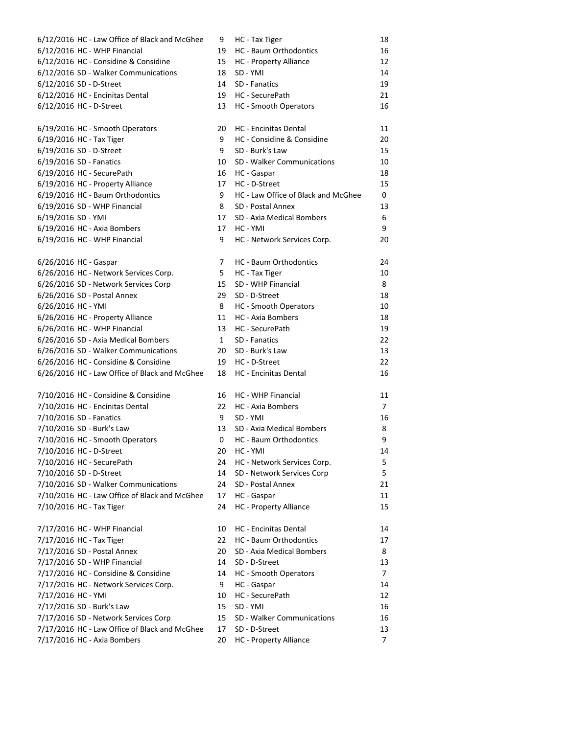| | | | | |
|---|---|---|---|---|
| 6/12/2016 | HC - Law Office of Black and McGhee | 9 | HC - Tax Tiger | 18 |
| 6/12/2016 | HC - WHP Financial | 19 | HC - Baum Orthodontics | 16 |
| 6/12/2016 | HC - Considine & Considine | 15 | HC - Property Alliance | 12 |
| 6/12/2016 | SD - Walker Communications | 18 | SD - YMI | 14 |
| 6/12/2016 | SD - D-Street | 14 | SD - Fanatics | 19 |
| 6/12/2016 | HC - Encinitas Dental | 19 | HC - SecurePath | 21 |
| 6/12/2016 | HC - D-Street | 13 | HC - Smooth Operators | 16 |
| | | | | |
| 6/19/2016 | HC - Smooth Operators | 20 | HC - Encinitas Dental | 11 |
| 6/19/2016 | HC - Tax Tiger | 9 | HC - Considine & Considine | 20 |
| 6/19/2016 | SD - D-Street | 9 | SD - Burk's Law | 15 |
| 6/19/2016 | SD - Fanatics | 10 | SD - Walker Communications | 10 |
| 6/19/2016 | HC - SecurePath | 16 | HC - Gaspar | 18 |
| 6/19/2016 | HC - Property Alliance | 17 | HC - D-Street | 15 |
| 6/19/2016 | HC - Baum Orthodontics | 9 | HC - Law Office of Black and McGhee | 0 |
| 6/19/2016 | SD - WHP Financial | 8 | SD - Postal Annex | 13 |
| 6/19/2016 | SD - YMI | 17 | SD - Axia Medical Bombers | 6 |
| 6/19/2016 | HC - Axia Bombers | 17 | HC - YMI | 9 |
| 6/19/2016 | HC - WHP Financial | 9 | HC - Network Services Corp. | 20 |
| | | | | |
| 6/26/2016 | HC - Gaspar | 7 | HC - Baum Orthodontics | 24 |
| 6/26/2016 | HC - Network Services Corp. | 5 | HC - Tax Tiger | 10 |
| 6/26/2016 | SD - Network Services Corp | 15 | SD - WHP Financial | 8 |
| 6/26/2016 | SD - Postal Annex | 29 | SD - D-Street | 18 |
| 6/26/2016 | HC - YMI | 8 | HC - Smooth Operators | 10 |
| 6/26/2016 | HC - Property Alliance | 11 | HC - Axia Bombers | 18 |
| 6/26/2016 | HC - WHP Financial | 13 | HC - SecurePath | 19 |
| 6/26/2016 | SD - Axia Medical Bombers | 1 | SD - Fanatics | 22 |
| 6/26/2016 | SD - Walker Communications | 20 | SD - Burk's Law | 13 |
| 6/26/2016 | HC - Considine & Considine | 19 | HC - D-Street | 22 |
| 6/26/2016 | HC - Law Office of Black and McGhee | 18 | HC - Encinitas Dental | 16 |
| | | | | |
| 7/10/2016 | HC - Considine & Considine | 16 | HC - WHP Financial | 11 |
| 7/10/2016 | HC - Encinitas Dental | 22 | HC - Axia Bombers | 7 |
| 7/10/2016 | SD - Fanatics | 9 | SD - YMI | 16 |
| 7/10/2016 | SD - Burk's Law | 13 | SD - Axia Medical Bombers | 8 |
| 7/10/2016 | HC - Smooth Operators | 0 | HC - Baum Orthodontics | 9 |
| 7/10/2016 | HC - D-Street | 20 | HC - YMI | 14 |
| 7/10/2016 | HC - SecurePath | 24 | HC - Network Services Corp. | 5 |
| 7/10/2016 | SD - D-Street | 14 | SD - Network Services Corp | 5 |
| 7/10/2016 | SD - Walker Communications | 24 | SD - Postal Annex | 21 |
| 7/10/2016 | HC - Law Office of Black and McGhee | 17 | HC - Gaspar | 11 |
| 7/10/2016 | HC - Tax Tiger | 24 | HC - Property Alliance | 15 |
| | | | | |
| 7/17/2016 | HC - WHP Financial | 10 | HC - Encinitas Dental | 14 |
| 7/17/2016 | HC - Tax Tiger | 22 | HC - Baum Orthodontics | 17 |
| 7/17/2016 | SD - Postal Annex | 20 | SD - Axia Medical Bombers | 8 |
| 7/17/2016 | SD - WHP Financial | 14 | SD - D-Street | 13 |
| 7/17/2016 | HC - Considine & Considine | 14 | HC - Smooth Operators | 7 |
| 7/17/2016 | HC - Network Services Corp. | 9 | HC - Gaspar | 14 |
| 7/17/2016 | HC - YMI | 10 | HC - SecurePath | 12 |
| 7/17/2016 | SD - Burk's Law | 15 | SD - YMI | 16 |
| 7/17/2016 | SD - Network Services Corp | 15 | SD - Walker Communications | 16 |
| 7/17/2016 | HC - Law Office of Black and McGhee | 17 | SD - D-Street | 13 |
| 7/17/2016 | HC - Axia Bombers | 20 | HC - Property Alliance | 7 |